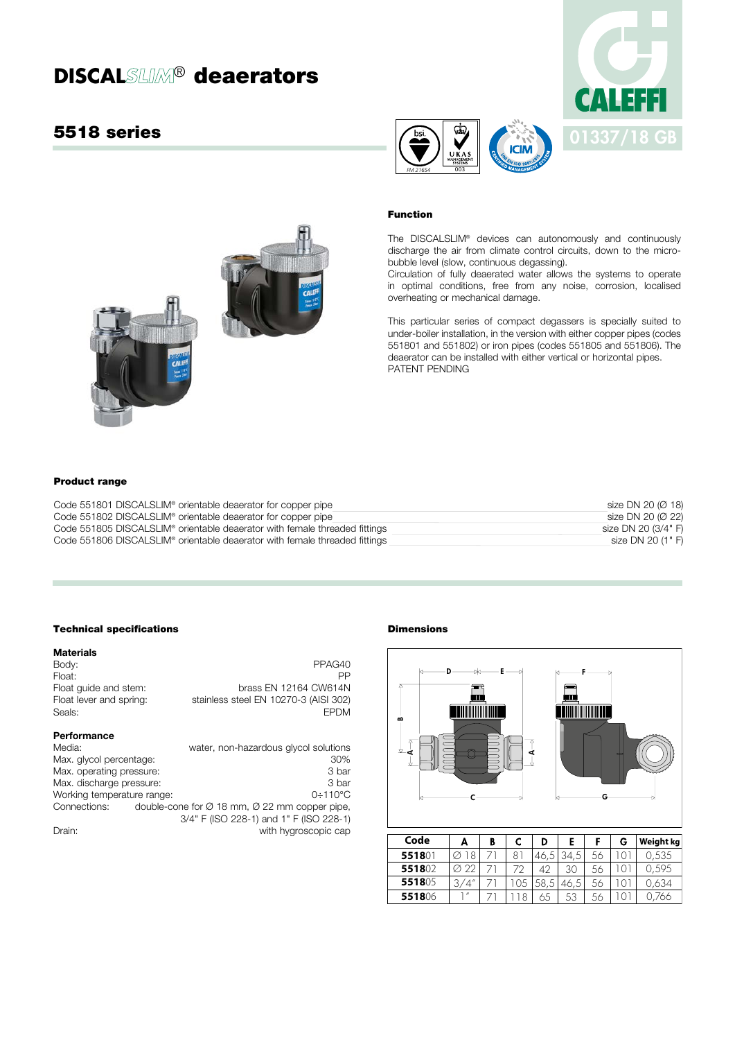# DISCALSLIM® deaerators

## 5518 series

01337/18 GB

### Function

The DISCALSLIM® devices can autonomously and continuously discharge the air from climate control circuits, down to the micro-bubble level (slow, continuous degassing).
Circulation of fully deaerated water allows the systems to operate in optimal conditions, free from any noise, corrosion, localised overheating or mechanical damage.

This particular series of compact degassers is specially suited to under-boiler installation, in the version with either copper pipes (codes 551801 and 551802) or iron pipes (codes 551805 and 551806). The deaerator can be installed with either vertical or horizontal pipes.
PATENT PENDING

### Product range

| | |
|---|---|
| Code 551801 DISCALSLIM® orientable deaerator for copper pipe | size DN 20 (Ø 18) |
| Code 551802 DISCALSLIM® orientable deaerator for copper pipe | size DN 20 (Ø 22) |
| Code 551805 DISCALSLIM® orientable deaerator with female threaded fittings | size DN 20 (3/4" F) |
| Code 551806 DISCALSLIM® orientable deaerator with female threaded fittings | size DN 20 (1" F) |

### Technical specifications

**Materials**

| | |
|---|---|
| Body: | PPAG40 |
| Float: | PP |
| Float guide and stem: | brass EN 12164 CW614N |
| Float lever and spring: | stainless steel EN 10270-3 (AISI 302) |
| Seals: | EPDM |

**Performance**

| | |
|---|---|
| Media: | water, non-hazardous glycol solutions |
| Max. glycol percentage: | 30% |
| Max. operating pressure: | 3 bar |
| Max. discharge pressure: | 3 bar |
| Working temperature range: | 0÷110°C |
| Connections: | double-cone for Ø 18 mm, Ø 22 mm copper pipe, 3/4" F (ISO 228-1) and 1" F (ISO 228-1) |
| Drain: | with hygroscopic cap |

### Dimensions

| Code | A | B | C | D | E | F | G | Weight kg |
|---|---|---|---|---|---|---|---|---|
| **5518**01 | Ø 18 | 71 | 81 | 46,5 | 34,5 | 56 | 101 | 0,535 |
| **5518**02 | Ø 22 | 71 | 72 | 42 | 30 | 56 | 101 | 0,595 |
| **5518**05 | 3/4" | 71 | 105 | 58,5 | 46,5 | 56 | 101 | 0,634 |
| **5518**06 | 1" | 71 | 118 | 65 | 53 | 56 | 101 | 0,766 |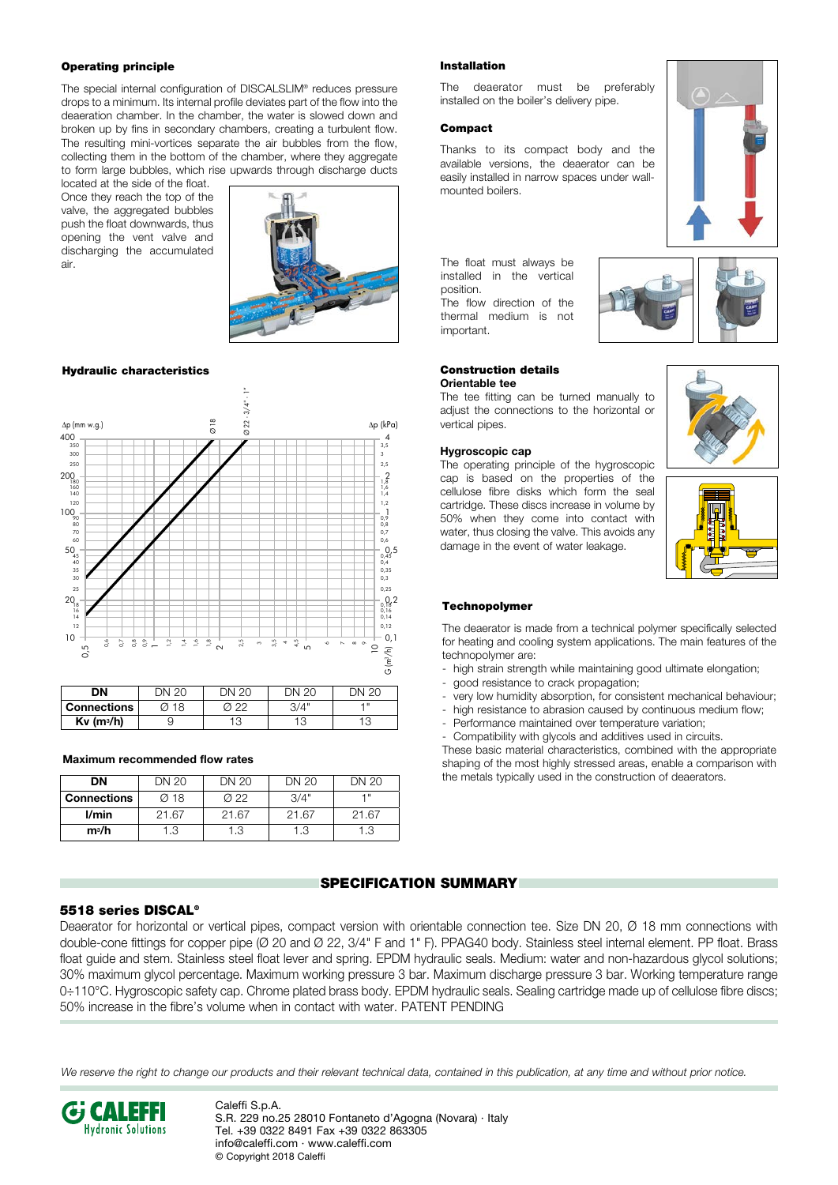#### Operating principle

The special internal configuration of DISCALSLIM® reduces pressure drops to a minimum. Its internal profile deviates part of the flow into the deaeration chamber. In the chamber, the water is slowed down and broken up by fins in secondary chambers, creating a turbulent flow. The resulting mini-vortices separate the air bubbles from the flow, collecting them in the bottom of the chamber, where they aggregate to form large bubbles, which rise upwards through discharge ducts located at the side of the float.
Once they reach the top of the valve, the aggregated bubbles push the float downwards, thus opening the vent valve and discharging the accumulated air.

#### Hydraulic characteristics

Δp (mm w.g.)
Δp (kPa)
Ø 18
Ø 22 · 3/4" · 1"
400, 350, 300, 250, 200, 180, 160, 140, 120, 100, 90, 80, 70, 60, 50, 45, 40, 35, 30, 25, 20, 18, 16, 14, 12, 10
4, 3,5, 3, 2,5, 2, 1,8, 1,6, 1,4, 1,2, 1, 0,9, 0,8, 0,7, 0,6, 0,5, 0,45, 0,4, 0,35, 0,3, 0,25, 0,2, 0,18, 0,16, 0,14, 0,12, 0,1
0,5, 0,6, 0,7, 0,8, 0,9, 1, 1,2, 1,4, 1,6, 1,8, 2, 2,5, 3, 3,5, 4, 4,5, 5, 6, 7, 8, 9, 10
G (m³/h)

| DN | DN 20 | DN 20 | DN 20 | DN 20 |
|---|---|---|---|---|
| Connections | Ø 18 | Ø 22 | 3/4" | 1" |
| Kv (m³/h) | 9 | 13 | 13 | 13 |

#### Maximum recommended flow rates

| DN | DN 20 | DN 20 | DN 20 | DN 20 |
|---|---|---|---|---|
| Connections | Ø 18 | Ø 22 | 3/4" | 1" |
| l/min | 21.67 | 21.67 | 21.67 | 21.67 |
| m³/h | 1.3 | 1.3 | 1.3 | 1.3 |

#### Installation

The deaerator must be preferably installed on the boiler's delivery pipe.

#### Compact

Thanks to its compact body and the available versions, the deaerator can be easily installed in narrow spaces under wall-mounted boilers.

The float must always be installed in the vertical position.
The flow direction of the thermal medium is not important.

#### Construction details

**Orientable tee**

The tee fitting can be turned manually to adjust the connections to the horizontal or vertical pipes.

**Hygroscopic cap**

The operating principle of the hygroscopic cap is based on the properties of the cellulose fibre disks which form the seal cartridge. These discs increase in volume by 50% when they come into contact with water, thus closing the valve. This avoids any damage in the event of water leakage.

#### Technopolymer

The deaerator is made from a technical polymer specifically selected for heating and cooling system applications. The main features of the technopolymer are:

- high strain strength while maintaining good ultimate elongation;
- good resistance to crack propagation;
- very low humidity absorption, for consistent mechanical behaviour;
- high resistance to abrasion caused by continuous medium flow;
- Performance maintained over temperature variation;
- Compatibility with glycols and additives used in circuits.

These basic material characteristics, combined with the appropriate shaping of the most highly stressed areas, enable a comparison with the metals typically used in the construction of deaerators.

## SPECIFICATION SUMMARY

#### 5518 series DISCAL®

Deaerator for horizontal or vertical pipes, compact version with orientable connection tee. Size DN 20, Ø 18 mm connections with double-cone fittings for copper pipe (Ø 20 and Ø 22, 3/4" F and 1" F). PPAG40 body. Stainless steel internal element. PP float. Brass float guide and stem. Stainless steel float lever and spring. EPDM hydraulic seals. Medium: water and non-hazardous glycol solutions; 30% maximum glycol percentage. Maximum working pressure 3 bar. Maximum discharge pressure 3 bar. Working temperature range 0÷110°C. Hygroscopic safety cap. Chrome plated brass body. EPDM hydraulic seals. Sealing cartridge made up of cellulose fibre discs; 50% increase in the fibre's volume when in contact with water. PATENT PENDING

*We reserve the right to change our products and their relevant technical data, contained in this publication, at any time and without prior notice.*

CALEFFI Hydronic Solutions

Caleffi S.p.A.
S.R. 229 no.25 28010 Fontaneto d'Agogna (Novara) · Italy
Tel. +39 0322 8491 Fax +39 0322 863305
info@caleffi.com · www.caleffi.com
© Copyright 2018 Caleffi